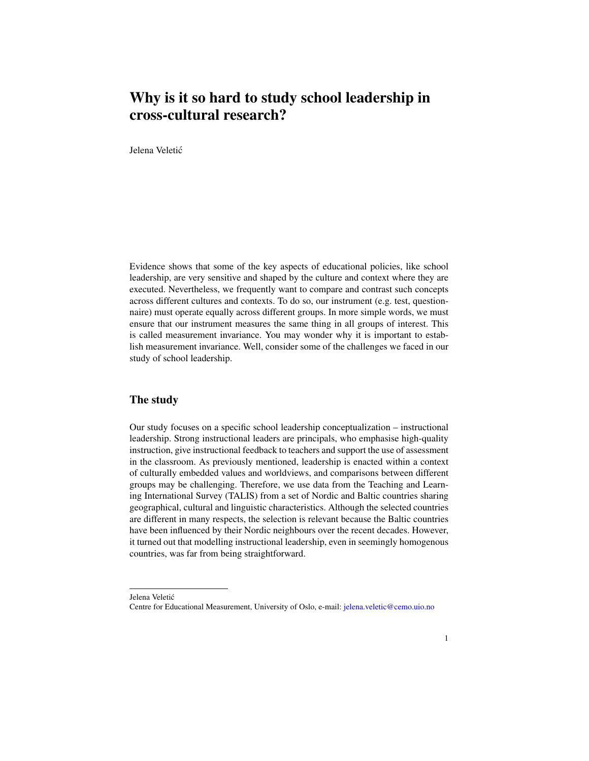# Why is it so hard to study school leadership in cross-cultural research?

Jelena Veletić

Evidence shows that some of the key aspects of educational policies, like school leadership, are very sensitive and shaped by the culture and context where they are executed. Nevertheless, we frequently want to compare and contrast such concepts across different cultures and contexts. To do so, our instrument (e.g. test, questionnaire) must operate equally across different groups. In more simple words, we must ensure that our instrument measures the same thing in all groups of interest. This is called measurement invariance. You may wonder why it is important to establish measurement invariance. Well, consider some of the challenges we faced in our study of school leadership.

## The study

Our study focuses on a specific school leadership conceptualization – instructional leadership. Strong instructional leaders are principals, who emphasise high-quality instruction, give instructional feedback to teachers and support the use of assessment in the classroom. As previously mentioned, leadership is enacted within a context of culturally embedded values and worldviews, and comparisons between different groups may be challenging. Therefore, we use data from the Teaching and Learning International Survey (TALIS) from a set of Nordic and Baltic countries sharing geographical, cultural and linguistic characteristics. Although the selected countries are different in many respects, the selection is relevant because the Baltic countries have been influenced by their Nordic neighbours over the recent decades. However, it turned out that modelling instructional leadership, even in seemingly homogenous countries, was far from being straightforward.

---

Jelena Veletić
Centre for Educational Measurement, University of Oslo, e-mail: jelena.veletic@cemo.uio.no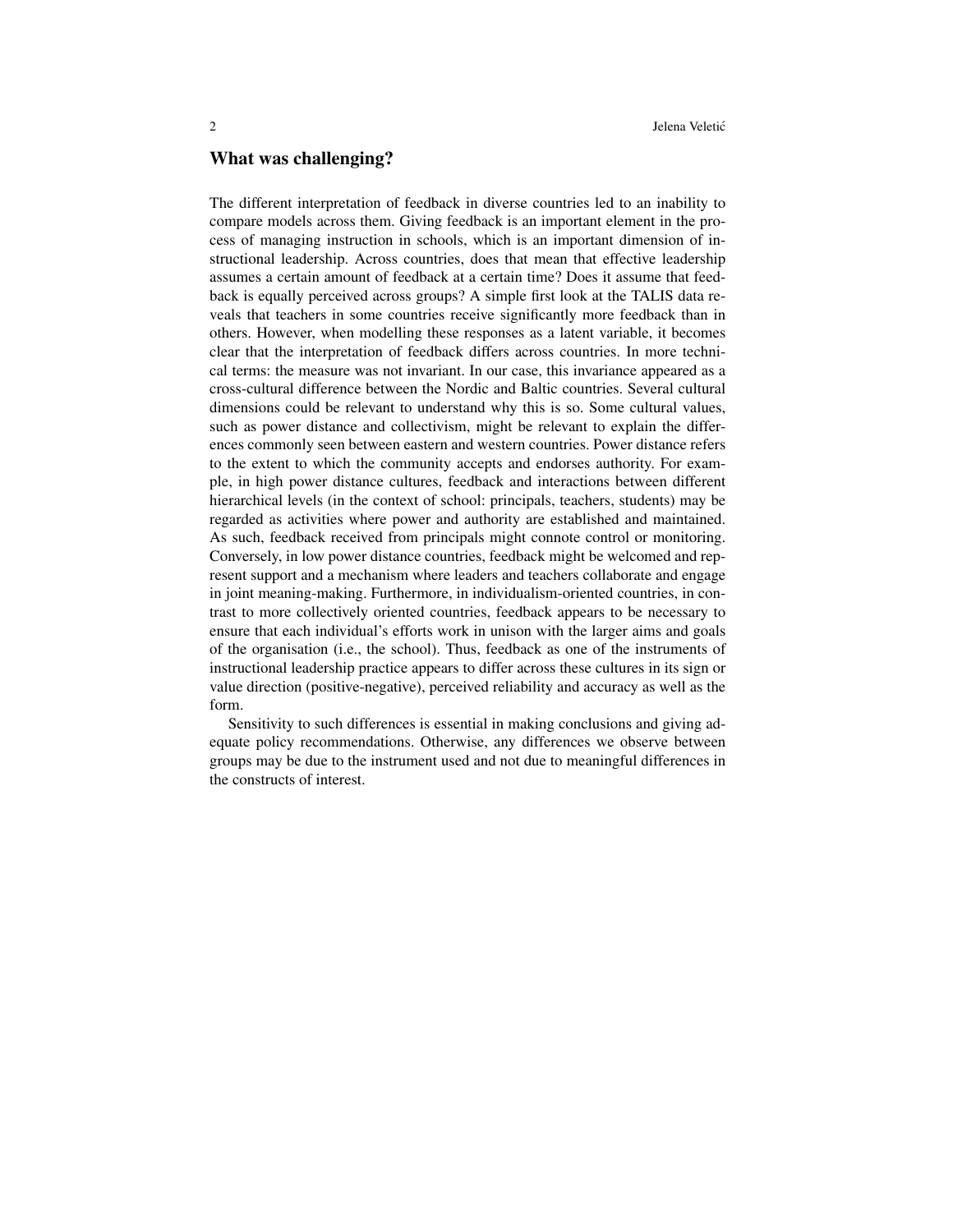## What was challenging?

The different interpretation of feedback in diverse countries led to an inability to compare models across them. Giving feedback is an important element in the process of managing instruction in schools, which is an important dimension of instructional leadership. Across countries, does that mean that effective leadership assumes a certain amount of feedback at a certain time? Does it assume that feedback is equally perceived across groups? A simple first look at the TALIS data reveals that teachers in some countries receive significantly more feedback than in others. However, when modelling these responses as a latent variable, it becomes clear that the interpretation of feedback differs across countries. In more technical terms: the measure was not invariant. In our case, this invariance appeared as a cross-cultural difference between the Nordic and Baltic countries. Several cultural dimensions could be relevant to understand why this is so. Some cultural values, such as power distance and collectivism, might be relevant to explain the differences commonly seen between eastern and western countries. Power distance refers to the extent to which the community accepts and endorses authority. For example, in high power distance cultures, feedback and interactions between different hierarchical levels (in the context of school: principals, teachers, students) may be regarded as activities where power and authority are established and maintained. As such, feedback received from principals might connote control or monitoring. Conversely, in low power distance countries, feedback might be welcomed and represent support and a mechanism where leaders and teachers collaborate and engage in joint meaning-making. Furthermore, in individualism-oriented countries, in contrast to more collectively oriented countries, feedback appears to be necessary to ensure that each individual's efforts work in unison with the larger aims and goals of the organisation (i.e., the school). Thus, feedback as one of the instruments of instructional leadership practice appears to differ across these cultures in its sign or value direction (positive-negative), perceived reliability and accuracy as well as the form.

Sensitivity to such differences is essential in making conclusions and giving adequate policy recommendations. Otherwise, any differences we observe between groups may be due to the instrument used and not due to meaningful differences in the constructs of interest.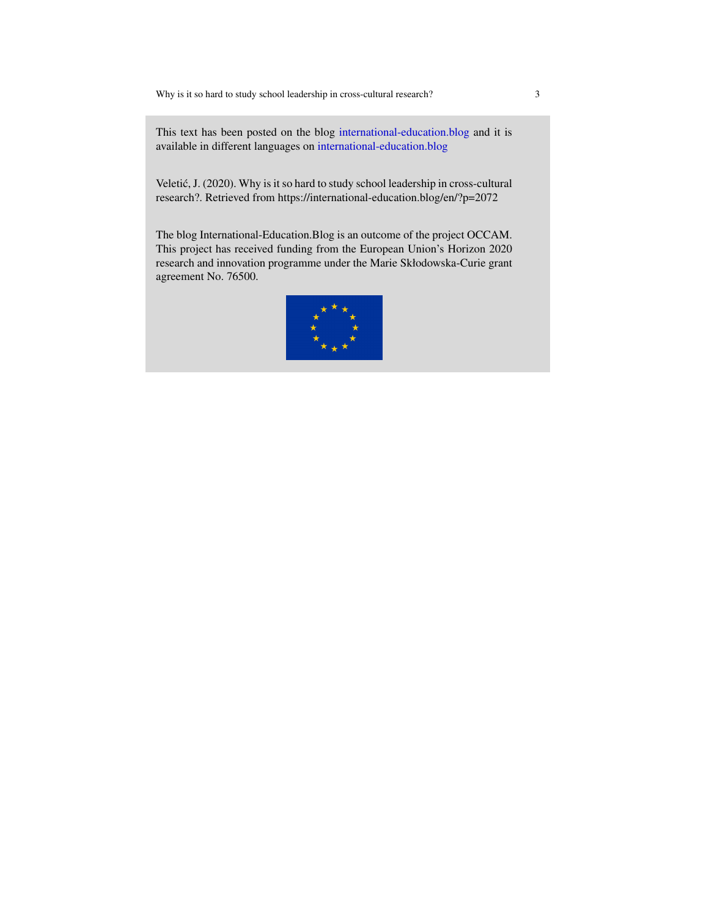This text has been posted on the blog international-education.blog and it is available in different languages on international-education.blog

Veletić, J. (2020). Why is it so hard to study school leadership in cross-cultural research?. Retrieved from https://international-education.blog/en/?p=2072

The blog International-Education.Blog is an outcome of the project OCCAM. This project has received funding from the European Union's Horizon 2020 research and innovation programme under the Marie Skłodowska-Curie grant agreement No. 76500.